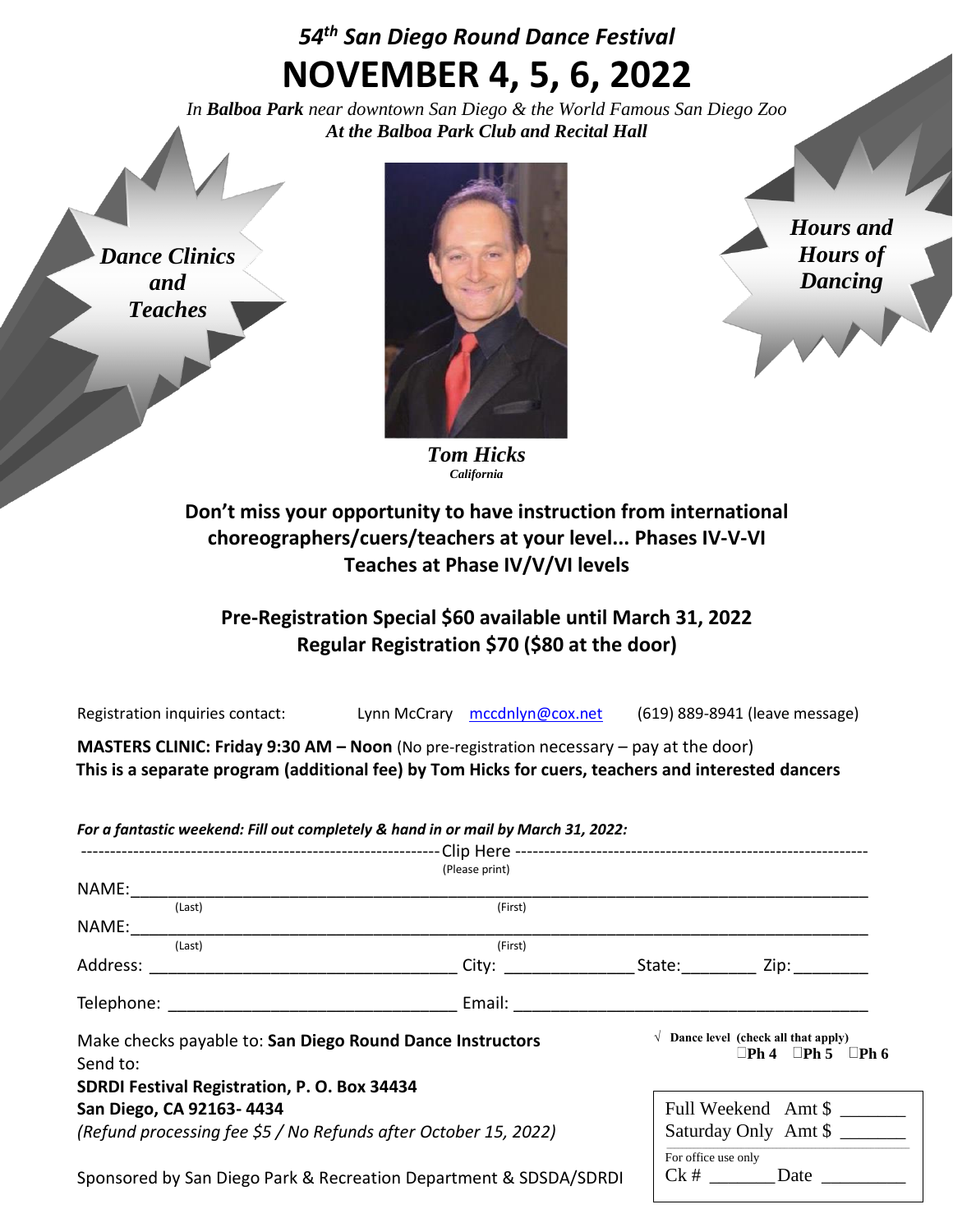# *54th San Diego Round Dance Festival*

# NOVEMBER 4, 5, 6, 2022

*In **Balboa Park** near downtown San Diego & the World Famous San Diego Zoo*

***At the Balboa Park Club and Recital Hall***

***Dance Clinics and Teaches***

***Hours and Hours of Dancing***

***Tom Hicks***

***California***

**Don't miss your opportunity to have instruction from international choreographers/cuers/teachers at your level... Phases IV-V-VI**

**Teaches at Phase IV/V/VI levels**

**Pre-Registration Special $60 available until March 31, 2022**

**Regular Registration $70 ($80 at the door)**

Registration inquiries contact: Lynn McCrary mccdnlyn@cox.net (619) 889-8941 (leave message)

**MASTERS CLINIC: Friday 9:30 AM – Noon** (No pre-registration necessary – pay at the door)

**This is a separate program (additional fee) by Tom Hicks for cuers, teachers and interested dancers**

***For a fantastic weekend: Fill out completely & hand in or mail by March 31, 2022:***

------------------------------------------------------------ Clip Here ------------------------------------------------------------

(Please print)

NAME: ______________________________________________________________
(Last) (First)

NAME: ______________________________________________________________
(Last) (First)

Address: ______________________________ City: ______________ State: ________ Zip: ________

Telephone: ____________________________ Email: ______________________________________

Make checks payable to: **San Diego Round Dance Instructors**

Send to:

**SDRDI Festival Registration, P. O. Box 34434**

**San Diego, CA 92163- 4434**

*(Refund processing fee $5 / No Refunds after October 15, 2022)*

√ **Dance level (check all that apply)**
☐ **Ph 4** ☐ **Ph 5** ☐ **Ph 6**

Full Weekend Amt $ _______

Saturday Only Amt $ _______

For office use only

Ck # _______ Date _________

Sponsored by San Diego Park & Recreation Department & SDSDA/SDRDI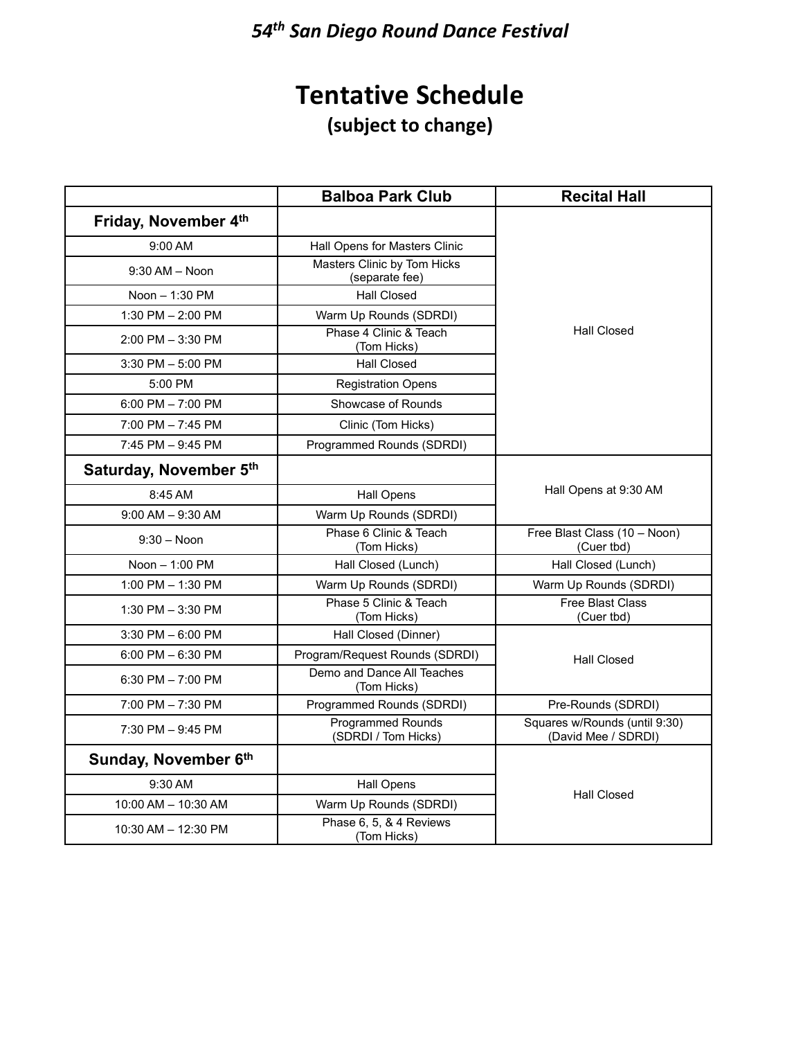*54th San Diego Round Dance Festival*

# Tentative Schedule

## (subject to change)

| | Balboa Park Club | Recital Hall |
|---|---|---|
| **Friday, November 4th** | | Hall Closed |
| 9:00 AM | Hall Opens for Masters Clinic | |
| 9:30 AM – Noon | Masters Clinic by Tom Hicks (separate fee) | |
| Noon – 1:30 PM | Hall Closed | |
| 1:30 PM – 2:00 PM | Warm Up Rounds (SDRDI) | |
| 2:00 PM – 3:30 PM | Phase 4 Clinic & Teach (Tom Hicks) | |
| 3:30 PM – 5:00 PM | Hall Closed | |
| 5:00 PM | Registration Opens | |
| 6:00 PM – 7:00 PM | Showcase of Rounds | |
| 7:00 PM – 7:45 PM | Clinic (Tom Hicks) | |
| 7:45 PM – 9:45 PM | Programmed Rounds (SDRDI) | |
| **Saturday, November 5th** | | Hall Opens at 9:30 AM |
| 8:45 AM | Hall Opens | |
| 9:00 AM – 9:30 AM | Warm Up Rounds (SDRDI) | |
| 9:30 – Noon | Phase 6 Clinic & Teach (Tom Hicks) | Free Blast Class (10 – Noon) (Cuer tbd) |
| Noon – 1:00 PM | Hall Closed (Lunch) | Hall Closed (Lunch) |
| 1:00 PM – 1:30 PM | Warm Up Rounds (SDRDI) | Warm Up Rounds (SDRDI) |
| 1:30 PM – 3:30 PM | Phase 5 Clinic & Teach (Tom Hicks) | Free Blast Class (Cuer tbd) |
| 3:30 PM – 6:00 PM | Hall Closed (Dinner) | Hall Closed |
| 6:00 PM – 6:30 PM | Program/Request Rounds (SDRDI) | |
| 6:30 PM – 7:00 PM | Demo and Dance All Teaches (Tom Hicks) | |
| 7:00 PM – 7:30 PM | Programmed Rounds (SDRDI) | Pre-Rounds (SDRDI) |
| 7:30 PM – 9:45 PM | Programmed Rounds (SDRDI / Tom Hicks) | Squares w/Rounds (until 9:30) (David Mee / SDRDI) |
| **Sunday, November 6th** | | Hall Closed |
| 9:30 AM | Hall Opens | |
| 10:00 AM – 10:30 AM | Warm Up Rounds (SDRDI) | |
| 10:30 AM – 12:30 PM | Phase 6, 5, & 4 Reviews (Tom Hicks) | |